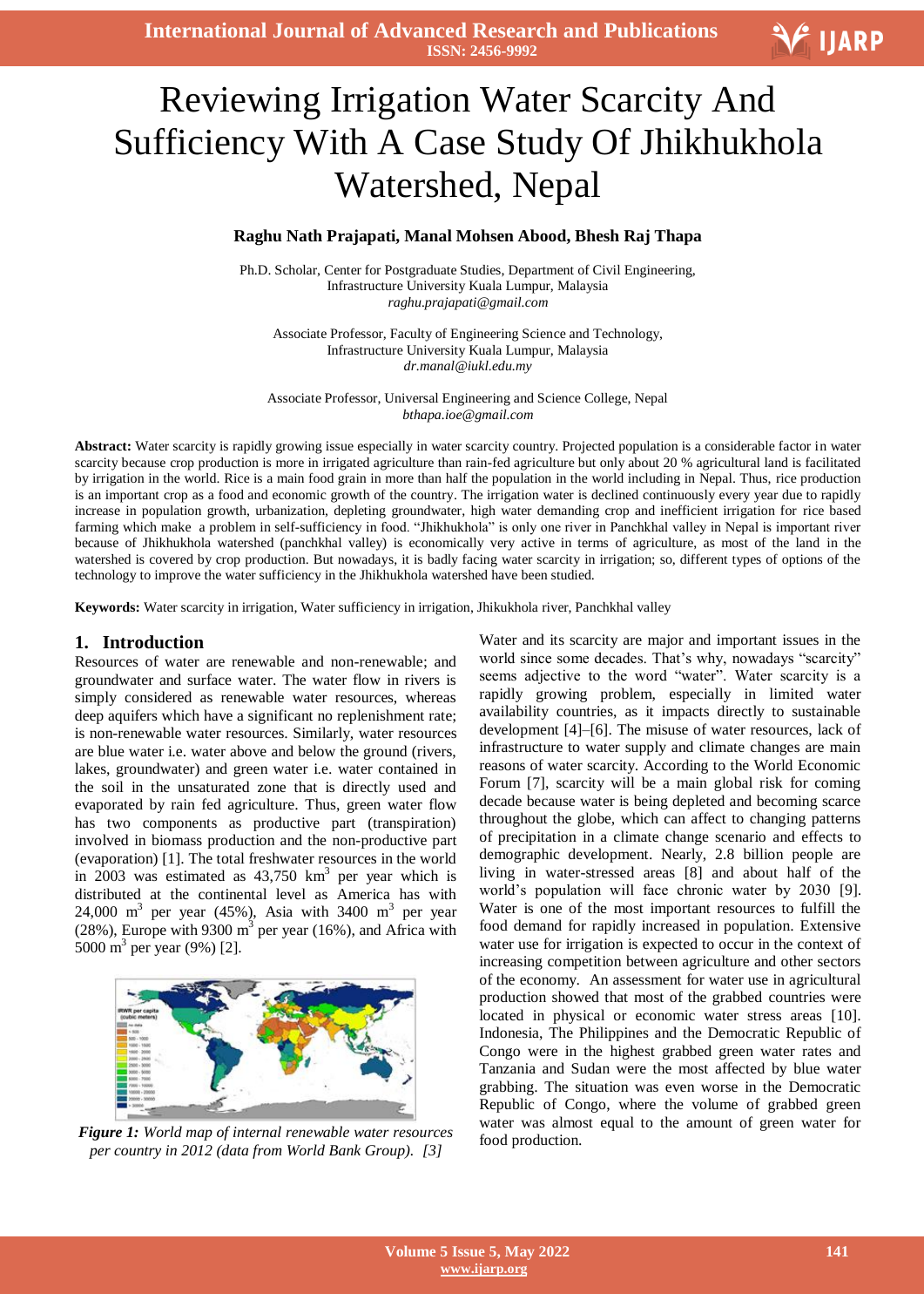# Reviewing Irrigation Water Scarcity And Sufficiency With A Case Study Of Jhikhukhola Watershed, Nepal

**Raghu Nath Prajapati, Manal Mohsen Abood, Bhesh Raj Thapa**

Ph.D. Scholar, Center for Postgraduate Studies, Department of Civil Engineering,
Infrastructure University Kuala Lumpur, Malaysia
*raghu.prajapati@gmail.com*

Associate Professor, Faculty of Engineering Science and Technology,
Infrastructure University Kuala Lumpur, Malaysia
*dr.manal@iukl.edu.my*

Associate Professor, Universal Engineering and Science College, Nepal
*bthapa.ioe@gmail.com*

**Abstract:** Water scarcity is rapidly growing issue especially in water scarcity country. Projected population is a considerable factor in water scarcity because crop production is more in irrigated agriculture than rain-fed agriculture but only about 20 % agricultural land is facilitated by irrigation in the world. Rice is a main food grain in more than half the population in the world including in Nepal. Thus, rice production is an important crop as a food and economic growth of the country. The irrigation water is declined continuously every year due to rapidly increase in population growth, urbanization, depleting groundwater, high water demanding crop and inefficient irrigation for rice based farming which make a problem in self-sufficiency in food. "Jhikhukhola" is only one river in Panchkhal valley in Nepal is important river because of Jhikhukhola watershed (panchkhal valley) is economically very active in terms of agriculture, as most of the land in the watershed is covered by crop production. But nowadays, it is badly facing water scarcity in irrigation; so, different types of options of the technology to improve the water sufficiency in the Jhikhukhola watershed have been studied.

**Keywords:** Water scarcity in irrigation, Water sufficiency in irrigation, Jhikukhola river, Panchkhal valley

## 1. Introduction

Resources of water are renewable and non-renewable; and groundwater and surface water. The water flow in rivers is simply considered as renewable water resources, whereas deep aquifers which have a significant no replenishment rate; is non-renewable water resources. Similarly, water resources are blue water i.e. water above and below the ground (rivers, lakes, groundwater) and green water i.e. water contained in the soil in the unsaturated zone that is directly used and evaporated by rain fed agriculture. Thus, green water flow has two components as productive part (transpiration) involved in biomass production and the non-productive part (evaporation) [1]. The total freshwater resources in the world in 2003 was estimated as 43,750 km$^3$ per year which is distributed at the continental level as America has with 24,000 m$^3$ per year (45%), Asia with 3400 m$^3$ per year (28%), Europe with 9300 m$^3$ per year (16%), and Africa with 5000 m$^3$ per year (9%) [2].

*Figure 1: World map of internal renewable water resources per country in 2012 (data from World Bank Group). [3]*

Water and its scarcity are major and important issues in the world since some decades. That's why, nowadays "scarcity" seems adjective to the word "water". Water scarcity is a rapidly growing problem, especially in limited water availability countries, as it impacts directly to sustainable development [4]–[6]. The misuse of water resources, lack of infrastructure to water supply and climate changes are main reasons of water scarcity. According to the World Economic Forum [7], scarcity will be a main global risk for coming decade because water is being depleted and becoming scarce throughout the globe, which can affect to changing patterns of precipitation in a climate change scenario and effects to demographic development. Nearly, 2.8 billion people are living in water-stressed areas [8] and about half of the world's population will face chronic water by 2030 [9]. Water is one of the most important resources to fulfill the food demand for rapidly increased in population. Extensive water use for irrigation is expected to occur in the context of increasing competition between agriculture and other sectors of the economy. An assessment for water use in agricultural production showed that most of the grabbed countries were located in physical or economic water stress areas [10]. Indonesia, The Philippines and the Democratic Republic of Congo were in the highest grabbed green water rates and Tanzania and Sudan were the most affected by blue water grabbing. The situation was even worse in the Democratic Republic of Congo, where the volume of grabbed green water was almost equal to the amount of green water for food production.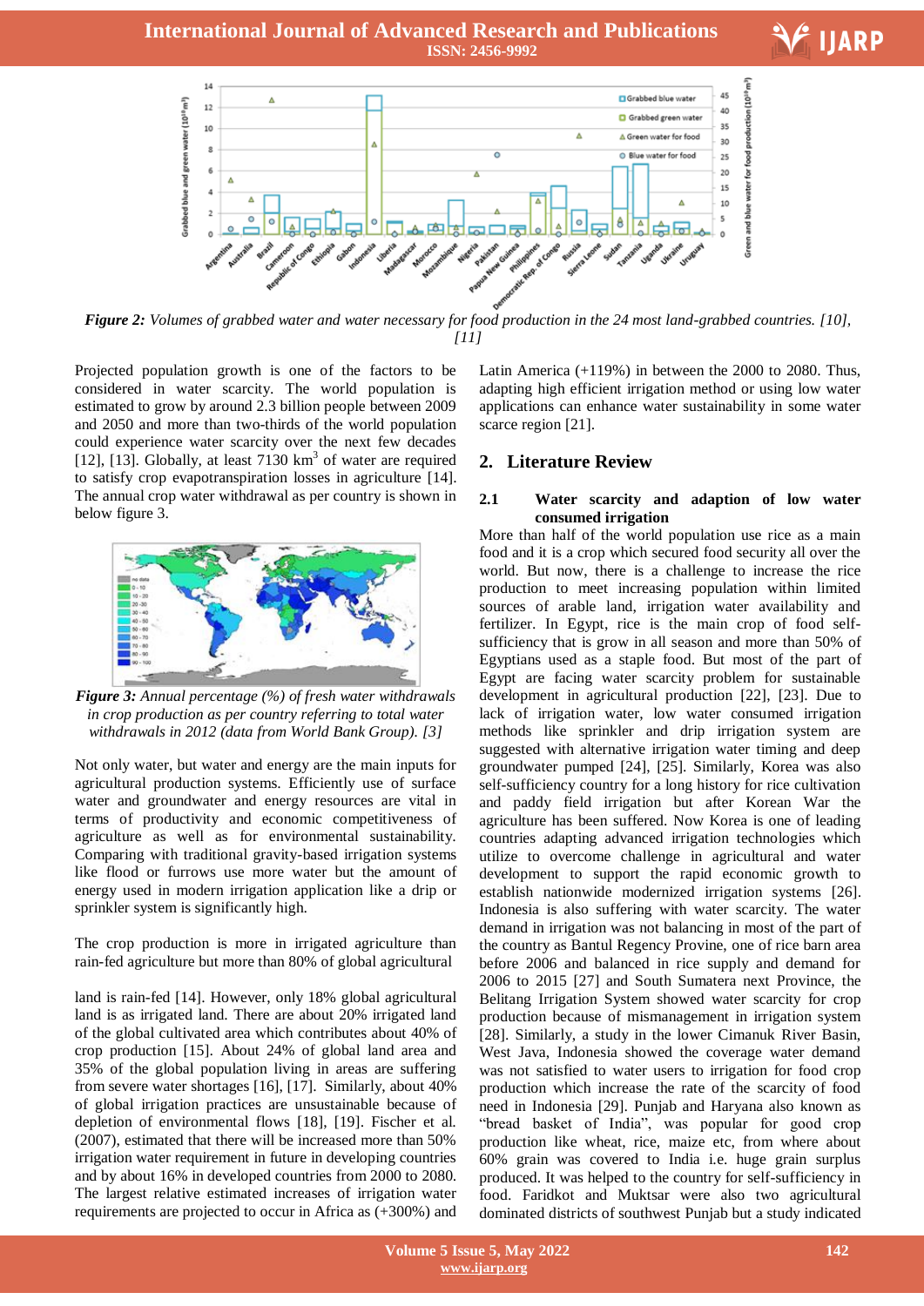*Figure 2: Volumes of grabbed water and water necessary for food production in the 24 most land-grabbed countries. [10], [11]*

Projected population growth is one of the factors to be considered in water scarcity. The world population is estimated to grow by around 2.3 billion people between 2009 and 2050 and more than two-thirds of the world population could experience water scarcity over the next few decades [12], [13]. Globally, at least 7130 km$^3$ of water are required to satisfy crop evapotranspiration losses in agriculture [14]. The annual crop water withdrawal as per country is shown in below figure 3.

*Figure 3: Annual percentage (%) of fresh water withdrawals in crop production as per country referring to total water withdrawals in 2012 (data from World Bank Group). [3]*

Not only water, but water and energy are the main inputs for agricultural production systems. Efficiently use of surface water and groundwater and energy resources are vital in terms of productivity and economic competitiveness of agriculture as well as for environmental sustainability. Comparing with traditional gravity-based irrigation systems like flood or furrows use more water but the amount of energy used in modern irrigation application like a drip or sprinkler system is significantly high.

The crop production is more in irrigated agriculture than rain-fed agriculture but more than 80% of global agricultural land is rain-fed [14]. However, only 18% global agricultural land is as irrigated land. There are about 20% irrigated land of the global cultivated area which contributes about 40% of crop production [15]. About 24% of global land area and 35% of the global population living in areas are suffering from severe water shortages [16], [17]. Similarly, about 40% of global irrigation practices are unsustainable because of depletion of environmental flows [18], [19]. Fischer et al. (2007), estimated that there will be increased more than 50% irrigation water requirement in future in developing countries and by about 16% in developed countries from 2000 to 2080. The largest relative estimated increases of irrigation water requirements are projected to occur in Africa as (+300%) and Latin America (+119%) in between the 2000 to 2080. Thus, adapting high efficient irrigation method or using low water applications can enhance water sustainability in some water scarce region [21].

## 2. Literature Review

### 2.1 Water scarcity and adaption of low water consumed irrigation

More than half of the world population use rice as a main food and it is a crop which secured food security all over the world. But now, there is a challenge to increase the rice production to meet increasing population within limited sources of arable land, irrigation water availability and fertilizer. In Egypt, rice is the main crop of food self-sufficiency that is grow in all season and more than 50% of Egyptians used as a staple food. But most of the part of Egypt are facing water scarcity problem for sustainable development in agricultural production [22], [23]. Due to lack of irrigation water, low water consumed irrigation methods like sprinkler and drip irrigation system are suggested with alternative irrigation water timing and deep groundwater pumped [24], [25]. Similarly, Korea was also self-sufficiency country for a long history for rice cultivation and paddy field irrigation but after Korean War the agriculture has been suffered. Now Korea is one of leading countries adapting advanced irrigation technologies which utilize to overcome challenge in agricultural and water development to support the rapid economic growth to establish nationwide modernized irrigation systems [26]. Indonesia is also suffering with water scarcity. The water demand in irrigation was not balancing in most of the part of the country as Bantul Regency Provine, one of rice barn area before 2006 and balanced in rice supply and demand for 2006 to 2015 [27] and South Sumatera next Province, the Belitang Irrigation System showed water scarcity for crop production because of mismanagement in irrigation system [28]. Similarly, a study in the lower Cimanuk River Basin, West Java, Indonesia showed the coverage water demand was not satisfied to water users to irrigation for food crop production which increase the rate of the scarcity of food need in Indonesia [29]. Punjab and Haryana also known as "bread basket of India", was popular for good crop production like wheat, rice, maize etc, from where about 60% grain was covered to India i.e. huge grain surplus produced. It was helped to the country for self-sufficiency in food. Faridkot and Muktsar were also two agricultural dominated districts of southwest Punjab but a study indicated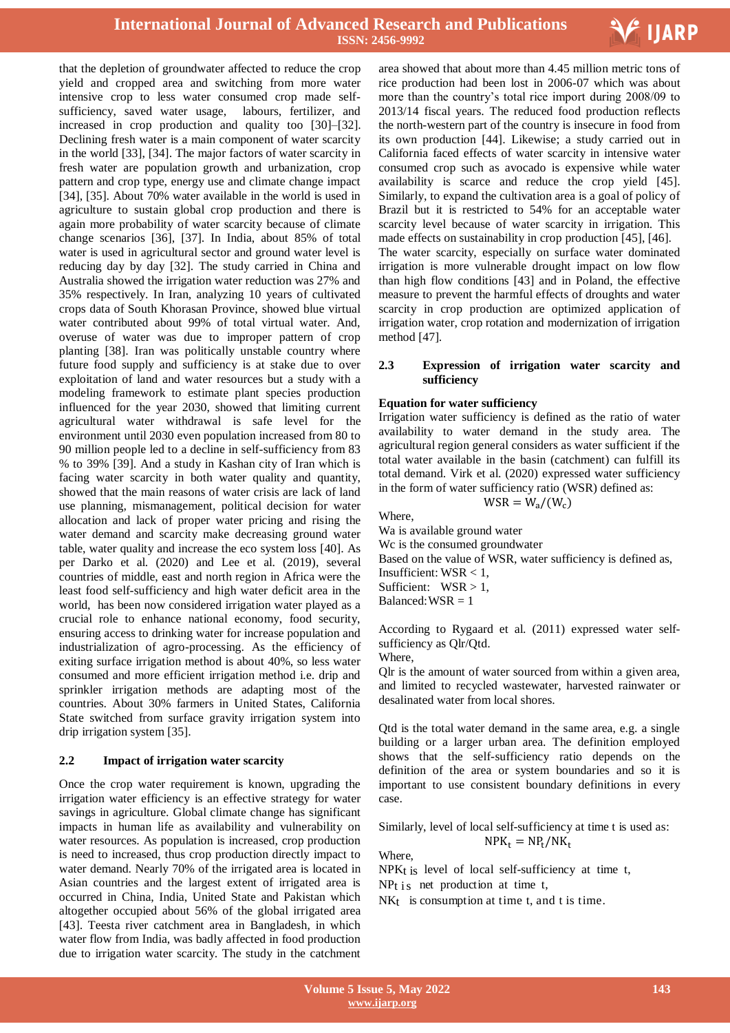that the depletion of groundwater affected to reduce the crop yield and cropped area and switching from more water intensive crop to less water consumed crop made self-sufficiency, saved water usage, labours, fertilizer, and increased in crop production and quality too [30]–[32]. Declining fresh water is a main component of water scarcity in the world [33], [34]. The major factors of water scarcity in fresh water are population growth and urbanization, crop pattern and crop type, energy use and climate change impact [34], [35]. About 70% water available in the world is used in agriculture to sustain global crop production and there is again more probability of water scarcity because of climate change scenarios [36], [37]. In India, about 85% of total water is used in agricultural sector and ground water level is reducing day by day [32]. The study carried in China and Australia showed the irrigation water reduction was 27% and 35% respectively. In Iran, analyzing 10 years of cultivated crops data of South Khorasan Province, showed blue virtual water contributed about 99% of total virtual water. And, overuse of water was due to improper pattern of crop planting [38]. Iran was politically unstable country where future food supply and sufficiency is at stake due to over exploitation of land and water resources but a study with a modeling framework to estimate plant species production influenced for the year 2030, showed that limiting current agricultural water withdrawal is safe level for the environment until 2030 even population increased from 80 to 90 million people led to a decline in self-sufficiency from 83 % to 39% [39]. And a study in Kashan city of Iran which is facing water scarcity in both water quality and quantity, showed that the main reasons of water crisis are lack of land use planning, mismanagement, political decision for water allocation and lack of proper water pricing and rising the water demand and scarcity make decreasing ground water table, water quality and increase the eco system loss [40]. As per Darko et al. (2020) and Lee et al. (2019), several countries of middle, east and north region in Africa were the least food self-sufficiency and high water deficit area in the world, has been now considered irrigation water played as a crucial role to enhance national economy, food security, ensuring access to drinking water for increase population and industrialization of agro-processing. As the efficiency of exiting surface irrigation method is about 40%, so less water consumed and more efficient irrigation method i.e. drip and sprinkler irrigation methods are adapting most of the countries. About 30% farmers in United States, California State switched from surface gravity irrigation system into drip irrigation system [35].

## 2.2 Impact of irrigation water scarcity

Once the crop water requirement is known, upgrading the irrigation water efficiency is an effective strategy for water savings in agriculture. Global climate change has significant impacts in human life as availability and vulnerability on water resources. As population is increased, crop production is need to increased, thus crop production directly impact to water demand. Nearly 70% of the irrigated area is located in Asian countries and the largest extent of irrigated area is occurred in China, India, United State and Pakistan which altogether occupied about 56% of the global irrigated area [43]. Teesta river catchment area in Bangladesh, in which water flow from India, was badly affected in food production due to irrigation water scarcity. The study in the catchment area showed that about more than 4.45 million metric tons of rice production had been lost in 2006-07 which was about more than the country's total rice import during 2008/09 to 2013/14 fiscal years. The reduced food production reflects the north-western part of the country is insecure in food from its own production [44]. Likewise; a study carried out in California faced effects of water scarcity in intensive water consumed crop such as avocado is expensive while water availability is scarce and reduce the crop yield [45]. Similarly, to expand the cultivation area is a goal of policy of Brazil but it is restricted to 54% for an acceptable water scarcity level because of water scarcity in irrigation. This made effects on sustainability in crop production [45], [46]. The water scarcity, especially on surface water dominated irrigation is more vulnerable drought impact on low flow than high flow conditions [43] and in Poland, the effective measure to prevent the harmful effects of droughts and water scarcity in crop production are optimized application of irrigation water, crop rotation and modernization of irrigation method [47].

## 2.3 Expression of irrigation water scarcity and sufficiency

**Equation for water sufficiency**

Irrigation water sufficiency is defined as the ratio of water availability to water demand in the study area. The agricultural region general considers as water sufficient if the total water available in the basin (catchment) can fulfill its total demand. Virk et al. (2020) expressed water sufficiency in the form of water sufficiency ratio (WSR) defined as:

$$\mathrm{WSR} = \mathrm{W_a}/(\mathrm{W_c})$$

Where,

Wa is available ground water

Wc is the consumed groundwater

Based on the value of WSR, water sufficiency is defined as,

Insufficient: WSR < 1,

Sufficient: WSR > 1,

Balanced: WSR = 1

According to Rygaard et al. (2011) expressed water self-sufficiency as Qlr/Qtd.

Where,

Qlr is the amount of water sourced from within a given area, and limited to recycled wastewater, harvested rainwater or desalinated water from local shores.

Qtd is the total water demand in the same area, e.g. a single building or a larger urban area. The definition employed shows that the self-sufficiency ratio depends on the definition of the area or system boundaries and so it is important to use consistent boundary definitions in every case.

Similarly, level of local self-sufficiency at time t is used as:

$$\mathrm{NPK_t} = \mathrm{NP_t}/\mathrm{NK_t}$$

Where,

$NPK_t$ is level of local self-sufficiency at time t,

$NP_t$ is net production at time t,

$NK_t$ is consumption at time t, and t is time.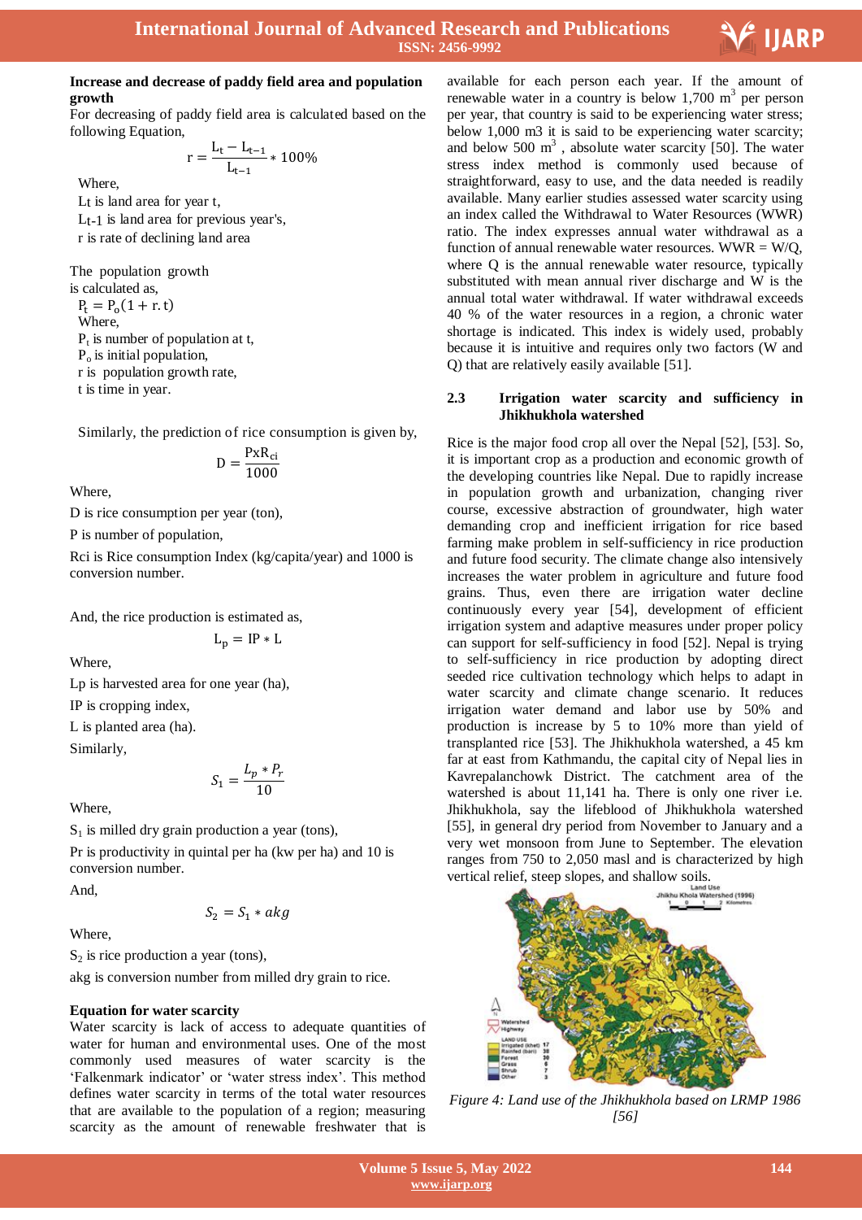**Increase and decrease of paddy field area and population growth**

For decreasing of paddy field area is calculated based on the following Equation,

$$r = \frac{L_t - L_{t-1}}{L_{t-1}} * 100\%$$

Where,

$L_t$ is land area for year t,

$L_{t-1}$ is land area for previous year's,

r is rate of declining land area

The population growth is calculated as,

$$P_t = P_o(1 + r.t)$$

Where,

$P_t$ is number of population at t,

$P_o$ is initial population,

r is population growth rate,

t is time in year.

Similarly, the prediction of rice consumption is given by,

$$D = \frac{PxR_{ci}}{1000}$$

Where,

D is rice consumption per year (ton),

P is number of population,

Rci is Rice consumption Index (kg/capita/year) and 1000 is conversion number.

And, the rice production is estimated as,

$$L_p = IP * L$$

Where,

Lp is harvested area for one year (ha),

IP is cropping index,

L is planted area (ha).

Similarly,

$$S_1 = \frac{L_p * P_r}{10}$$

Where,

$S_1$ is milled dry grain production a year (tons),

Pr is productivity in quintal per ha (kw per ha) and 10 is conversion number.

And,

$$S_2 = S_1 * akg$$

Where,

$S_2$ is rice production a year (tons),

akg is conversion number from milled dry grain to rice.

**Equation for water scarcity**

Water scarcity is lack of access to adequate quantities of water for human and environmental uses. One of the most commonly used measures of water scarcity is the 'Falkenmark indicator' or 'water stress index'. This method defines water scarcity in terms of the total water resources that are available to the population of a region; measuring scarcity as the amount of renewable freshwater that is available for each person each year. If the amount of renewable water in a country is below 1,700 $m^3$ per person per year, that country is said to be experiencing water stress; below 1,000 m3 it is said to be experiencing water scarcity; and below 500 $m^3$ , absolute water scarcity [50]. The water stress index method is commonly used because of straightforward, easy to use, and the data needed is readily available. Many earlier studies assessed water scarcity using an index called the Withdrawal to Water Resources (WWR) ratio. The index expresses annual water withdrawal as a function of annual renewable water resources. WWR = W/Q, where Q is the annual renewable water resource, typically substituted with mean annual river discharge and W is the annual total water withdrawal. If water withdrawal exceeds 40 % of the water resources in a region, a chronic water shortage is indicated. This index is widely used, probably because it is intuitive and requires only two factors (W and Q) that are relatively easily available [51].

## 2.3 Irrigation water scarcity and sufficiency in Jhikhukhola watershed

Rice is the major food crop all over the Nepal [52], [53]. So, it is important crop as a production and economic growth of the developing countries like Nepal. Due to rapidly increase in population growth and urbanization, changing river course, excessive abstraction of groundwater, high water demanding crop and inefficient irrigation for rice based farming make problem in self-sufficiency in rice production and future food security. The climate change also intensively increases the water problem in agriculture and future food grains. Thus, even there are irrigation water decline continuously every year [54], development of efficient irrigation system and adaptive measures under proper policy can support for self-sufficiency in food [52]. Nepal is trying to self-sufficiency in rice production by adopting direct seeded rice cultivation technology which helps to adapt in water scarcity and climate change scenario. It reduces irrigation water demand and labor use by 50% and production is increase by 5 to 10% more than yield of transplanted rice [53]. The Jhikhukhola watershed, a 45 km far at east from Kathmandu, the capital city of Nepal lies in Kavrepalanchowk District. The catchment area of the watershed is about 11,141 ha. There is only one river i.e. Jhikhukhola, say the lifeblood of Jhikhukhola watershed [55], in general dry period from November to January and a very wet monsoon from June to September. The elevation ranges from 750 to 2,050 masl and is characterized by high vertical relief, steep slopes, and shallow soils.

*Figure 4: Land use of the Jhikhukhola based on LRMP 1986 [56]*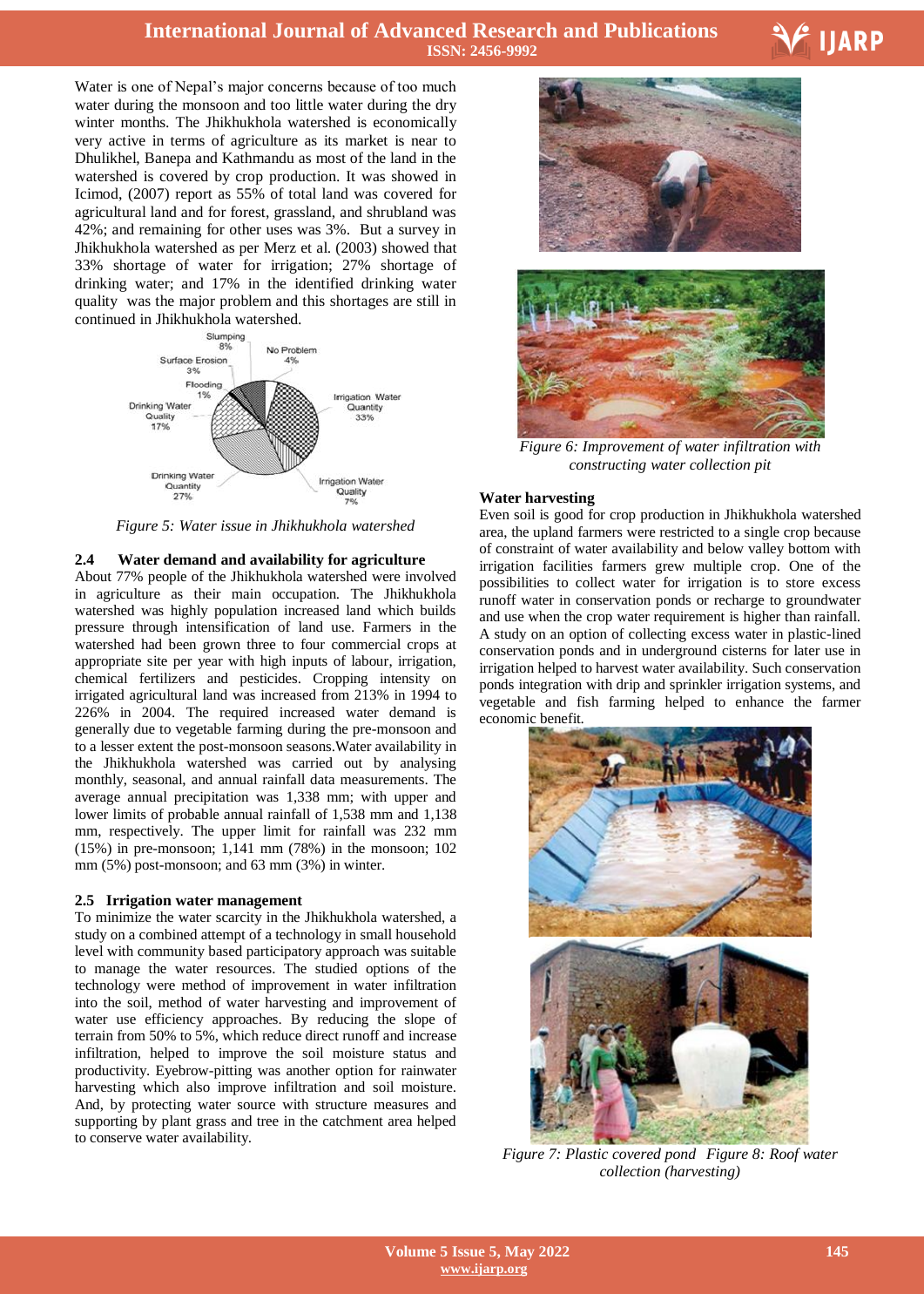Water is one of Nepal's major concerns because of too much water during the monsoon and too little water during the dry winter months. The Jhikhukhola watershed is economically very active in terms of agriculture as its market is near to Dhulikhel, Banepa and Kathmandu as most of the land in the watershed is covered by crop production. It was showed in Icimod, (2007) report as 55% of total land was covered for agricultural land and for forest, grassland, and shrubland was 42%; and remaining for other uses was 3%. But a survey in Jhikhukhola watershed as per Merz et al. (2003) showed that 33% shortage of water for irrigation; 27% shortage of drinking water; and 17% in the identified drinking water quality was the major problem and this shortages are still in continued in Jhikhukhola watershed.

*Figure 5: Water issue in Jhikhukhola watershed*

### 2.4 Water demand and availability for agriculture

About 77% people of the Jhikhukhola watershed were involved in agriculture as their main occupation. The Jhikhukhola watershed was highly population increased land which builds pressure through intensification of land use. Farmers in the watershed had been grown three to four commercial crops at appropriate site per year with high inputs of labour, irrigation, chemical fertilizers and pesticides. Cropping intensity on irrigated agricultural land was increased from 213% in 1994 to 226% in 2004. The required increased water demand is generally due to vegetable farming during the pre-monsoon and to a lesser extent the post-monsoon seasons.Water availability in the Jhikhukhola watershed was carried out by analysing monthly, seasonal, and annual rainfall data measurements. The average annual precipitation was 1,338 mm; with upper and lower limits of probable annual rainfall of 1,538 mm and 1,138 mm, respectively. The upper limit for rainfall was 232 mm (15%) in pre-monsoon; 1,141 mm (78%) in the monsoon; 102 mm (5%) post-monsoon; and 63 mm (3%) in winter.

### 2.5 Irrigation water management

To minimize the water scarcity in the Jhikhukhola watershed, a study on a combined attempt of a technology in small household level with community based participatory approach was suitable to manage the water resources. The studied options of the technology were method of improvement in water infiltration into the soil, method of water harvesting and improvement of water use efficiency approaches. By reducing the slope of terrain from 50% to 5%, which reduce direct runoff and increase infiltration, helped to improve the soil moisture status and productivity. Eyebrow-pitting was another option for rainwater harvesting which also improve infiltration and soil moisture. And, by protecting water source with structure measures and supporting by plant grass and tree in the catchment area helped to conserve water availability.

*Figure 6: Improvement of water infiltration with constructing water collection pit*

**Water harvesting**

Even soil is good for crop production in Jhikhukhola watershed area, the upland farmers were restricted to a single crop because of constraint of water availability and below valley bottom with irrigation facilities farmers grew multiple crop. One of the possibilities to collect water for irrigation is to store excess runoff water in conservation ponds or recharge to groundwater and use when the crop water requirement is higher than rainfall. A study on an option of collecting excess water in plastic-lined conservation ponds and in underground cisterns for later use in irrigation helped to harvest water availability. Such conservation ponds integration with drip and sprinkler irrigation systems, and vegetable and fish farming helped to enhance the farmer economic benefit.

*Figure 7: Plastic covered pond Figure 8: Roof water collection (harvesting)*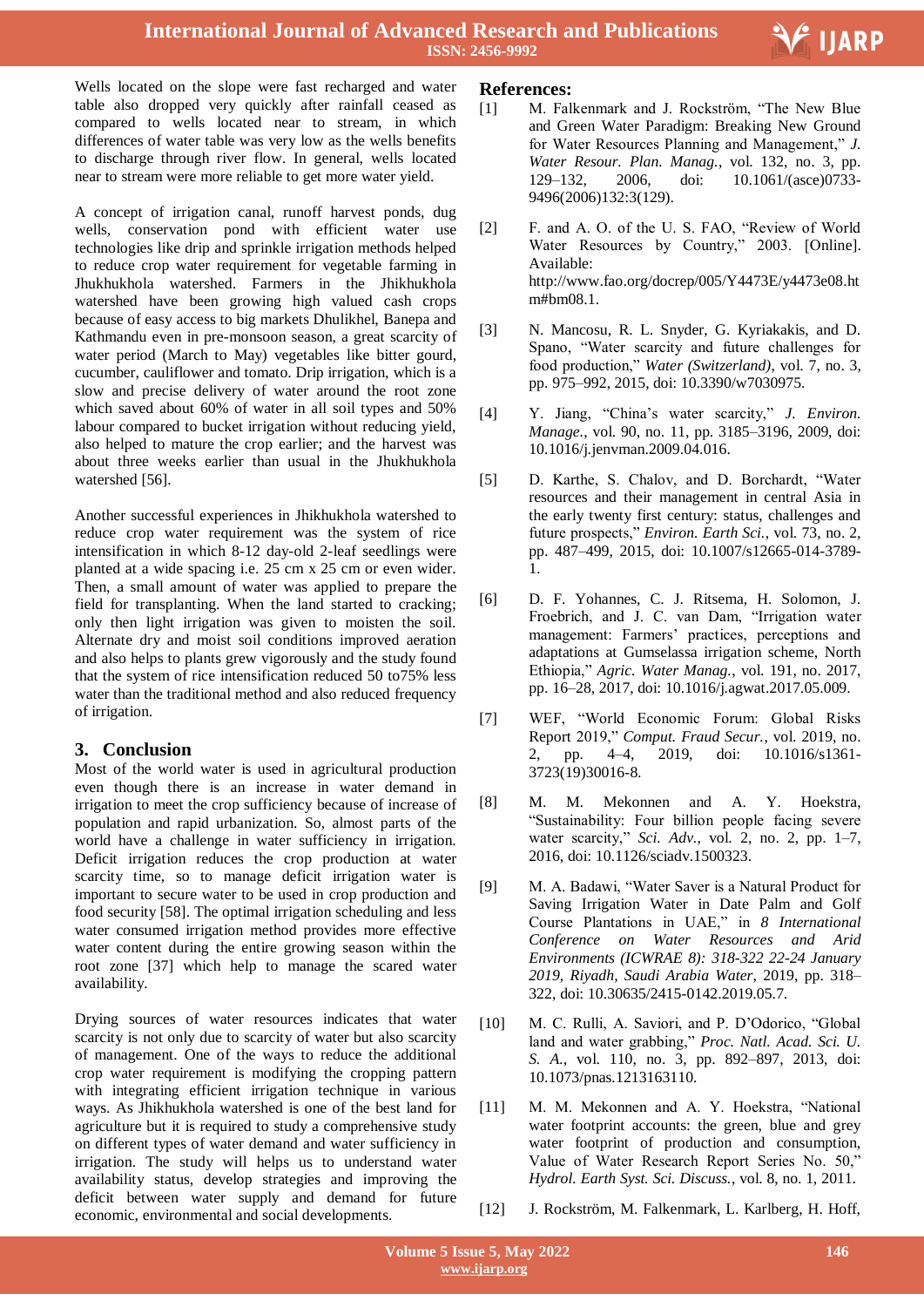Wells located on the slope were fast recharged and water table also dropped very quickly after rainfall ceased as compared to wells located near to stream, in which differences of water table was very low as the wells benefits to discharge through river flow. In general, wells located near to stream were more reliable to get more water yield.

A concept of irrigation canal, runoff harvest ponds, dug wells, conservation pond with efficient water use technologies like drip and sprinkle irrigation methods helped to reduce crop water requirement for vegetable farming in Jhukhukhola watershed. Farmers in the Jhikhukhola watershed have been growing high valued cash crops because of easy access to big markets Dhulikhel, Banepa and Kathmandu even in pre-monsoon season, a great scarcity of water period (March to May) vegetables like bitter gourd, cucumber, cauliflower and tomato. Drip irrigation, which is a slow and precise delivery of water around the root zone which saved about 60% of water in all soil types and 50% labour compared to bucket irrigation without reducing yield, also helped to mature the crop earlier; and the harvest was about three weeks earlier than usual in the Jhukhukhola watershed [56].

Another successful experiences in Jhikhukhola watershed to reduce crop water requirement was the system of rice intensification in which 8-12 day-old 2-leaf seedlings were planted at a wide spacing i.e. 25 cm x 25 cm or even wider. Then, a small amount of water was applied to prepare the field for transplanting. When the land started to cracking; only then light irrigation was given to moisten the soil. Alternate dry and moist soil conditions improved aeration and also helps to plants grew vigorously and the study found that the system of rice intensification reduced 50 to75% less water than the traditional method and also reduced frequency of irrigation.

## 3. Conclusion

Most of the world water is used in agricultural production even though there is an increase in water demand in irrigation to meet the crop sufficiency because of increase of population and rapid urbanization. So, almost parts of the world have a challenge in water sufficiency in irrigation. Deficit irrigation reduces the crop production at water scarcity time, so to manage deficit irrigation water is important to secure water to be used in crop production and food security [58]. The optimal irrigation scheduling and less water consumed irrigation method provides more effective water content during the entire growing season within the root zone [37] which help to manage the scared water availability.

Drying sources of water resources indicates that water scarcity is not only due to scarcity of water but also scarcity of management. One of the ways to reduce the additional crop water requirement is modifying the cropping pattern with integrating efficient irrigation technique in various ways. As Jhikhukhola watershed is one of the best land for agriculture but it is required to study a comprehensive study on different types of water demand and water sufficiency in irrigation. The study will helps us to understand water availability status, develop strategies and improving the deficit between water supply and demand for future economic, environmental and social developments.

## References:

[1] M. Falkenmark and J. Rockström, "The New Blue and Green Water Paradigm: Breaking New Ground for Water Resources Planning and Management," *J. Water Resour. Plan. Manag.*, vol. 132, no. 3, pp. 129–132, 2006, doi: 10.1061/(asce)0733-9496(2006)132:3(129).

[2] F. and A. O. of the U. S. FAO, "Review of World Water Resources by Country," 2003. [Online]. Available: http://www.fao.org/docrep/005/Y4473E/y4473e08.htm#bm08.1.

[3] N. Mancosu, R. L. Snyder, G. Kyriakakis, and D. Spano, "Water scarcity and future challenges for food production," *Water (Switzerland)*, vol. 7, no. 3, pp. 975–992, 2015, doi: 10.3390/w7030975.

[4] Y. Jiang, "China's water scarcity," *J. Environ. Manage.*, vol. 90, no. 11, pp. 3185–3196, 2009, doi: 10.1016/j.jenvman.2009.04.016.

[5] D. Karthe, S. Chalov, and D. Borchardt, "Water resources and their management in central Asia in the early twenty first century: status, challenges and future prospects," *Environ. Earth Sci.*, vol. 73, no. 2, pp. 487–499, 2015, doi: 10.1007/s12665-014-3789-1.

[6] D. F. Yohannes, C. J. Ritsema, H. Solomon, J. Froebrich, and J. C. van Dam, "Irrigation water management: Farmers' practices, perceptions and adaptations at Gumselassa irrigation scheme, North Ethiopia," *Agric. Water Manag.*, vol. 191, no. 2017, pp. 16–28, 2017, doi: 10.1016/j.agwat.2017.05.009.

[7] WEF, "World Economic Forum: Global Risks Report 2019," *Comput. Fraud Secur.*, vol. 2019, no. 2, pp. 4–4, 2019, doi: 10.1016/s1361-3723(19)30016-8.

[8] M. M. Mekonnen and A. Y. Hoekstra, "Sustainability: Four billion people facing severe water scarcity," *Sci. Adv.*, vol. 2, no. 2, pp. 1–7, 2016, doi: 10.1126/sciadv.1500323.

[9] M. A. Badawi, "Water Saver is a Natural Product for Saving Irrigation Water in Date Palm and Golf Course Plantations in UAE," in *8 International Conference on Water Resources and Arid Environments (ICWRAE 8): 318-322 22-24 January 2019, Riyadh, Saudi Arabia Water*, 2019, pp. 318–322, doi: 10.30635/2415-0142.2019.05.7.

[10] M. C. Rulli, A. Saviori, and P. D'Odorico, "Global land and water grabbing," *Proc. Natl. Acad. Sci. U. S. A.*, vol. 110, no. 3, pp. 892–897, 2013, doi: 10.1073/pnas.1213163110.

[11] M. M. Mekonnen and A. Y. Hoekstra, "National water footprint accounts: the green, blue and grey water footprint of production and consumption, Value of Water Research Report Series No. 50," *Hydrol. Earth Syst. Sci. Discuss.*, vol. 8, no. 1, 2011.

[12] J. Rockström, M. Falkenmark, L. Karlberg, H. Hoff,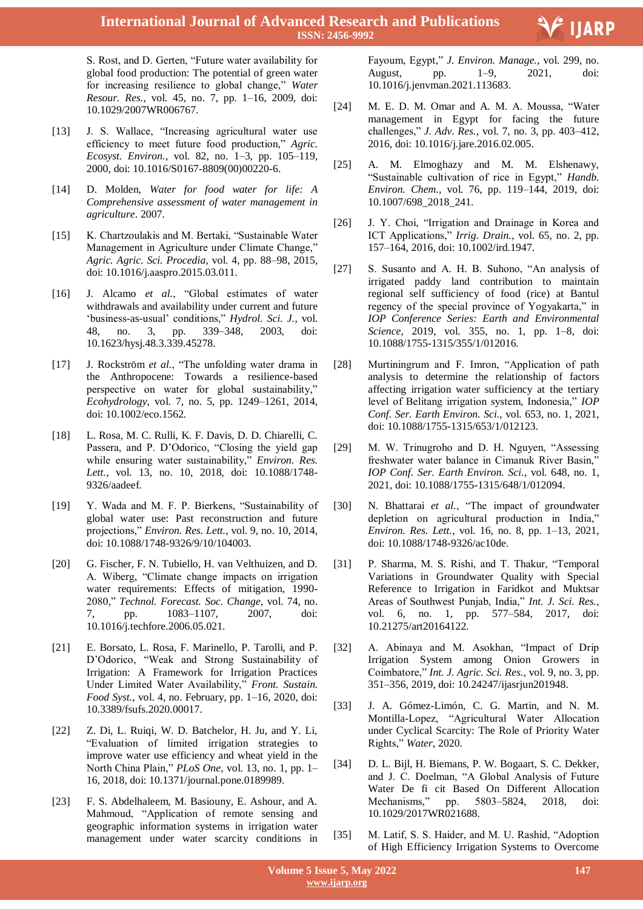S. Rost, and D. Gerten, "Future water availability for global food production: The potential of green water for increasing resilience to global change," *Water Resour. Res.*, vol. 45, no. 7, pp. 1–16, 2009, doi: 10.1029/2007WR006767.

[13] J. S. Wallace, "Increasing agricultural water use efficiency to meet future food production," *Agric. Ecosyst. Environ.*, vol. 82, no. 1–3, pp. 105–119, 2000, doi: 10.1016/S0167-8809(00)00220-6.

[14] D. Molden, *Water for food water for life: A Comprehensive assessment of water management in agriculture*. 2007.

[15] K. Chartzoulakis and M. Bertaki, "Sustainable Water Management in Agriculture under Climate Change," *Agric. Agric. Sci. Procedia*, vol. 4, pp. 88–98, 2015, doi: 10.1016/j.aaspro.2015.03.011.

[16] J. Alcamo *et al.*, "Global estimates of water withdrawals and availability under current and future 'business-as-usual' conditions," *Hydrol. Sci. J.*, vol. 48, no. 3, pp. 339–348, 2003, doi: 10.1623/hysj.48.3.339.45278.

[17] J. Rockström *et al.*, "The unfolding water drama in the Anthropocene: Towards a resilience-based perspective on water for global sustainability," *Ecohydrology*, vol. 7, no. 5, pp. 1249–1261, 2014, doi: 10.1002/eco.1562.

[18] L. Rosa, M. C. Rulli, K. F. Davis, D. D. Chiarelli, C. Passera, and P. D'Odorico, "Closing the yield gap while ensuring water sustainability," *Environ. Res. Lett.*, vol. 13, no. 10, 2018, doi: 10.1088/1748-9326/aadeef.

[19] Y. Wada and M. F. P. Bierkens, "Sustainability of global water use: Past reconstruction and future projections," *Environ. Res. Lett.*, vol. 9, no. 10, 2014, doi: 10.1088/1748-9326/9/10/104003.

[20] G. Fischer, F. N. Tubiello, H. van Velthuizen, and D. A. Wiberg, "Climate change impacts on irrigation water requirements: Effects of mitigation, 1990-2080," *Technol. Forecast. Soc. Change*, vol. 74, no. 7, pp. 1083–1107, 2007, doi: 10.1016/j.techfore.2006.05.021.

[21] E. Borsato, L. Rosa, F. Marinello, P. Tarolli, and P. D'Odorico, "Weak and Strong Sustainability of Irrigation: A Framework for Irrigation Practices Under Limited Water Availability," *Front. Sustain. Food Syst.*, vol. 4, no. February, pp. 1–16, 2020, doi: 10.3389/fsufs.2020.00017.

[22] Z. Di, L. Ruiqi, W. D. Batchelor, H. Ju, and Y. Li, "Evaluation of limited irrigation strategies to improve water use efficiency and wheat yield in the North China Plain," *PLoS One*, vol. 13, no. 1, pp. 1–16, 2018, doi: 10.1371/journal.pone.0189989.

[23] F. S. Abdelhaleem, M. Basiouny, E. Ashour, and A. Mahmoud, "Application of remote sensing and geographic information systems in irrigation water management under water scarcity conditions in Fayoum, Egypt," *J. Environ. Manage.*, vol. 299, no. August, pp. 1–9, 2021, doi: 10.1016/j.jenvman.2021.113683.

[24] M. E. D. M. Omar and A. M. A. Moussa, "Water management in Egypt for facing the future challenges," *J. Adv. Res.*, vol. 7, no. 3, pp. 403–412, 2016, doi: 10.1016/j.jare.2016.02.005.

[25] A. M. Elmoghazy and M. M. Elshenawy, "Sustainable cultivation of rice in Egypt," *Handb. Environ. Chem.*, vol. 76, pp. 119–144, 2019, doi: 10.1007/698_2018_241.

[26] J. Y. Choi, "Irrigation and Drainage in Korea and ICT Applications," *Irrig. Drain.*, vol. 65, no. 2, pp. 157–164, 2016, doi: 10.1002/ird.1947.

[27] S. Susanto and A. H. B. Suhono, "An analysis of irrigated paddy land contribution to maintain regional self sufficiency of food (rice) at Bantul regency of the special province of Yogyakarta," in *IOP Conference Series: Earth and Environmental Science*, 2019, vol. 355, no. 1, pp. 1–8, doi: 10.1088/1755-1315/355/1/012016.

[28] Murtiningrum and F. Imron, "Application of path analysis to determine the relationship of factors affecting irrigation water sufficiency at the tertiary level of Belitang irrigation system, Indonesia," *IOP Conf. Ser. Earth Environ. Sci.*, vol. 653, no. 1, 2021, doi: 10.1088/1755-1315/653/1/012123.

[29] M. W. Trinugroho and D. H. Nguyen, "Assessing freshwater water balance in Cimanuk River Basin," *IOP Conf. Ser. Earth Environ. Sci.*, vol. 648, no. 1, 2021, doi: 10.1088/1755-1315/648/1/012094.

[30] N. Bhattarai *et al.*, "The impact of groundwater depletion on agricultural production in India," *Environ. Res. Lett.*, vol. 16, no. 8, pp. 1–13, 2021, doi: 10.1088/1748-9326/ac10de.

[31] P. Sharma, M. S. Rishi, and T. Thakur, "Temporal Variations in Groundwater Quality with Special Reference to Irrigation in Faridkot and Muktsar Areas of Southwest Punjab, India," *Int. J. Sci. Res.*, vol. 6, no. 1, pp. 577–584, 2017, doi: 10.21275/art20164122.

[32] A. Abinaya and M. Asokhan, "Impact of Drip Irrigation System among Onion Growers in Coimbatore," *Int. J. Agric. Sci. Res.*, vol. 9, no. 3, pp. 351–356, 2019, doi: 10.24247/ijasrjun201948.

[33] J. A. Gómez-Limón, C. G. Martin, and N. M. Montilla-Lopez, "Agricultural Water Allocation under Cyclical Scarcity: The Role of Priority Water Rights," *Water*, 2020.

[34] D. L. Bijl, H. Biemans, P. W. Bogaart, S. C. Dekker, and J. C. Doelman, "A Global Analysis of Future Water De fi cit Based On Different Allocation Mechanisms," pp. 5803–5824, 2018, doi: 10.1029/2017WR021688.

[35] M. Latif, S. S. Haider, and M. U. Rashid, "Adoption of High Efficiency Irrigation Systems to Overcome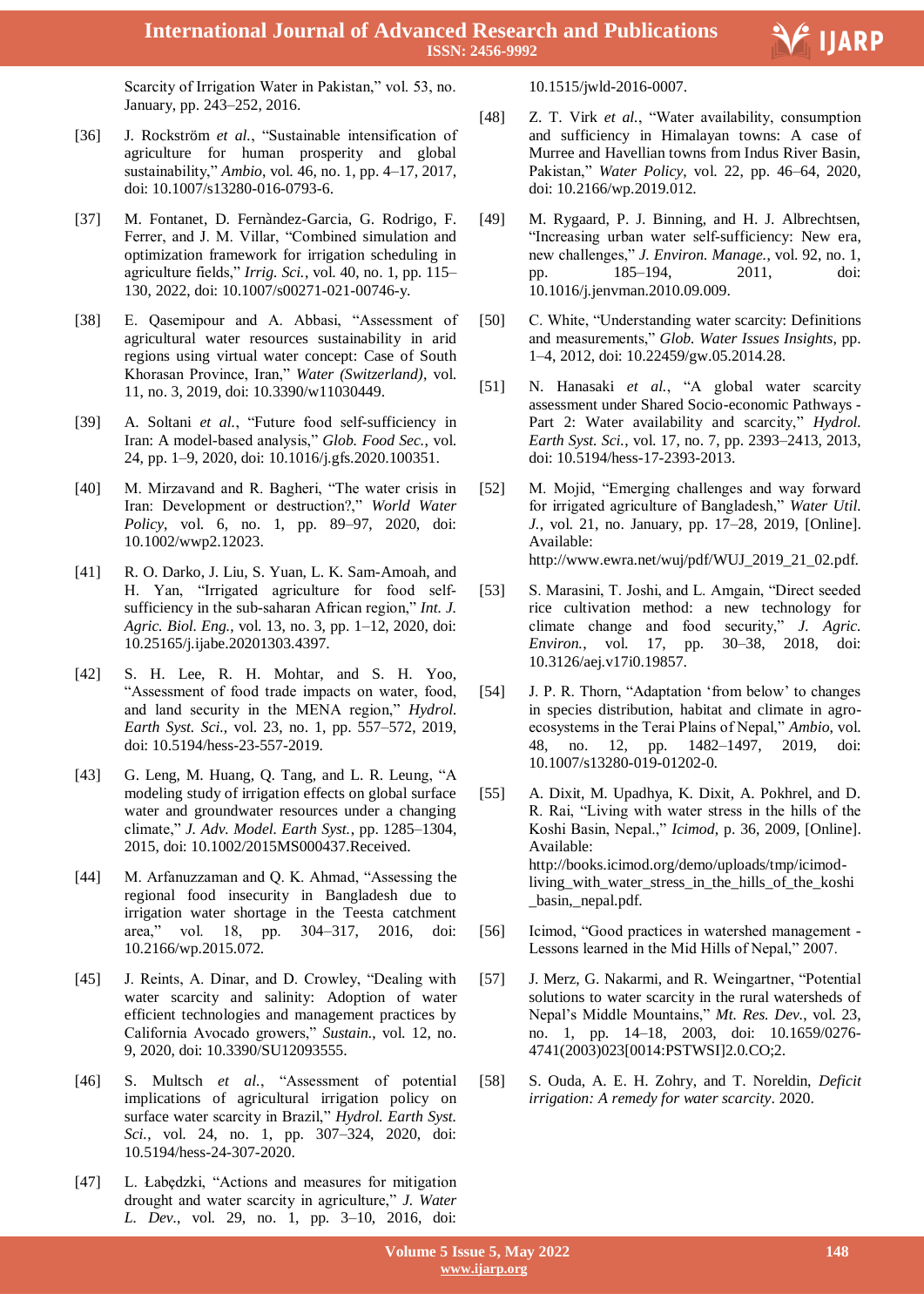Scarcity of Irrigation Water in Pakistan," vol. 53, no. January, pp. 243–252, 2016.

[36] J. Rockström *et al.*, "Sustainable intensification of agriculture for human prosperity and global sustainability," *Ambio*, vol. 46, no. 1, pp. 4–17, 2017, doi: 10.1007/s13280-016-0793-6.

[37] M. Fontanet, D. Fernàndez-Garcia, G. Rodrigo, F. Ferrer, and J. M. Villar, "Combined simulation and optimization framework for irrigation scheduling in agriculture fields," *Irrig. Sci.*, vol. 40, no. 1, pp. 115–130, 2022, doi: 10.1007/s00271-021-00746-y.

[38] E. Qasemipour and A. Abbasi, "Assessment of agricultural water resources sustainability in arid regions using virtual water concept: Case of South Khorasan Province, Iran," *Water (Switzerland)*, vol. 11, no. 3, 2019, doi: 10.3390/w11030449.

[39] A. Soltani *et al.*, "Future food self-sufficiency in Iran: A model-based analysis," *Glob. Food Sec.*, vol. 24, pp. 1–9, 2020, doi: 10.1016/j.gfs.2020.100351.

[40] M. Mirzavand and R. Bagheri, "The water crisis in Iran: Development or destruction?," *World Water Policy*, vol. 6, no. 1, pp. 89–97, 2020, doi: 10.1002/wwp2.12023.

[41] R. O. Darko, J. Liu, S. Yuan, L. K. Sam-Amoah, and H. Yan, "Irrigated agriculture for food self-sufficiency in the sub-saharan African region," *Int. J. Agric. Biol. Eng.*, vol. 13, no. 3, pp. 1–12, 2020, doi: 10.25165/j.ijabe.20201303.4397.

[42] S. H. Lee, R. H. Mohtar, and S. H. Yoo, "Assessment of food trade impacts on water, food, and land security in the MENA region," *Hydrol. Earth Syst. Sci.*, vol. 23, no. 1, pp. 557–572, 2019, doi: 10.5194/hess-23-557-2019.

[43] G. Leng, M. Huang, Q. Tang, and L. R. Leung, "A modeling study of irrigation effects on global surface water and groundwater resources under a changing climate," *J. Adv. Model. Earth Syst.*, pp. 1285–1304, 2015, doi: 10.1002/2015MS000437.Received.

[44] M. Arfanuzzaman and Q. K. Ahmad, "Assessing the regional food insecurity in Bangladesh due to irrigation water shortage in the Teesta catchment area," vol. 18, pp. 304–317, 2016, doi: 10.2166/wp.2015.072.

[45] J. Reints, A. Dinar, and D. Crowley, "Dealing with water scarcity and salinity: Adoption of water efficient technologies and management practices by California Avocado growers," *Sustain.*, vol. 12, no. 9, 2020, doi: 10.3390/SU12093555.

[46] S. Multsch *et al.*, "Assessment of potential implications of agricultural irrigation policy on surface water scarcity in Brazil," *Hydrol. Earth Syst. Sci.*, vol. 24, no. 1, pp. 307–324, 2020, doi: 10.5194/hess-24-307-2020.

[47] L. Łabędzki, "Actions and measures for mitigation drought and water scarcity in agriculture," *J. Water L. Dev.*, vol. 29, no. 1, pp. 3–10, 2016, doi: 10.1515/jwld-2016-0007.

[48] Z. T. Virk *et al.*, "Water availability, consumption and sufficiency in Himalayan towns: A case of Murree and Havellian towns from Indus River Basin, Pakistan," *Water Policy*, vol. 22, pp. 46–64, 2020, doi: 10.2166/wp.2019.012.

[49] M. Rygaard, P. J. Binning, and H. J. Albrechtsen, "Increasing urban water self-sufficiency: New era, new challenges," *J. Environ. Manage.*, vol. 92, no. 1, pp. 185–194, 2011, doi: 10.1016/j.jenvman.2010.09.009.

[50] C. White, "Understanding water scarcity: Definitions and measurements," *Glob. Water Issues Insights*, pp. 1–4, 2012, doi: 10.22459/gw.05.2014.28.

[51] N. Hanasaki *et al.*, "A global water scarcity assessment under Shared Socio-economic Pathways - Part 2: Water availability and scarcity," *Hydrol. Earth Syst. Sci.*, vol. 17, no. 7, pp. 2393–2413, 2013, doi: 10.5194/hess-17-2393-2013.

[52] M. Mojid, "Emerging challenges and way forward for irrigated agriculture of Bangladesh," *Water Util. J.*, vol. 21, no. January, pp. 17–28, 2019, [Online]. Available: http://www.ewra.net/wuj/pdf/WUJ_2019_21_02.pdf.

[53] S. Marasini, T. Joshi, and L. Amgain, "Direct seeded rice cultivation method: a new technology for climate change and food security," *J. Agric. Environ.*, vol. 17, pp. 30–38, 2018, doi: 10.3126/aej.v17i0.19857.

[54] J. P. R. Thorn, "Adaptation 'from below' to changes in species distribution, habitat and climate in agro-ecosystems in the Terai Plains of Nepal," *Ambio*, vol. 48, no. 12, pp. 1482–1497, 2019, doi: 10.1007/s13280-019-01202-0.

[55] A. Dixit, M. Upadhya, K. Dixit, A. Pokhrel, and D. R. Rai, "Living with water stress in the hills of the Koshi Basin, Nepal.," *Icimod*, p. 36, 2009, [Online]. Available: http://books.icimod.org/demo/uploads/tmp/icimod-living_with_water_stress_in_the_hills_of_the_koshi_basin,_nepal.pdf.

[56] Icimod, "Good practices in watershed management - Lessons learned in the Mid Hills of Nepal," 2007.

[57] J. Merz, G. Nakarmi, and R. Weingartner, "Potential solutions to water scarcity in the rural watersheds of Nepal's Middle Mountains," *Mt. Res. Dev.*, vol. 23, no. 1, pp. 14–18, 2003, doi: 10.1659/0276-4741(2003)023[0014:PSTWSI]2.0.CO;2.

[58] S. Ouda, A. E. H. Zohry, and T. Noreldin, *Deficit irrigation: A remedy for water scarcity*. 2020.